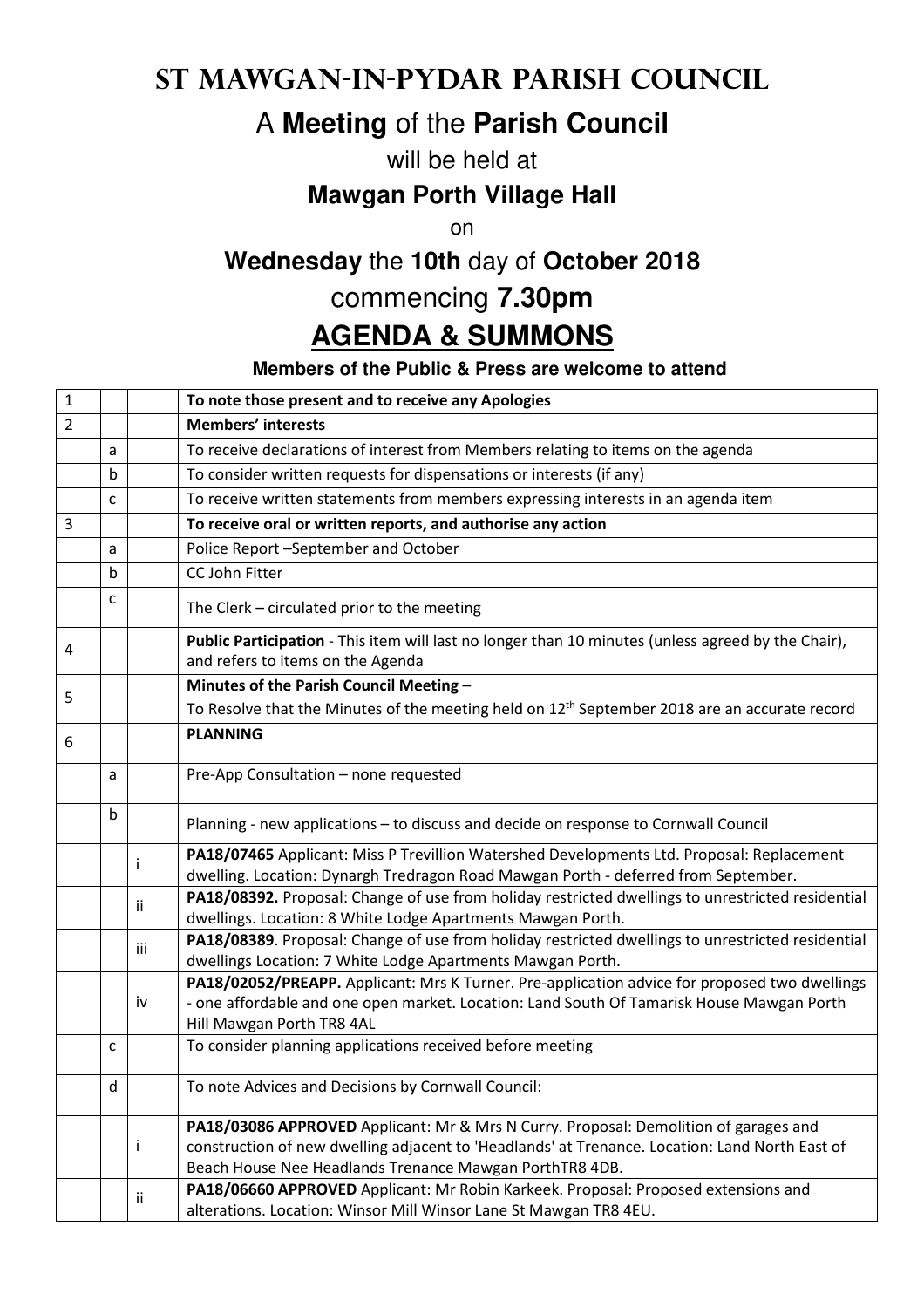# ST MAWGAN-IN-PYDAR PARISH COUNCIL

## A **Meeting** of the **Parish Council**

will be held at

**Mawgan Porth Village Hall**

on

**Wednesday** the **10th** day of **October 2018**

commencing **7.30pm**

# AGENDA & SUMMONS

**Members of the Public & Press are welcome to attend**

| | | | |
|---|---|---|---|
| 1 | | | **To note those present and to receive any Apologies** |
| 2 | | | **Members' interests** |
| | a | | To receive declarations of interest from Members relating to items on the agenda |
| | b | | To consider written requests for dispensations or interests (if any) |
| | c | | To receive written statements from members expressing interests in an agenda item |
| 3 | | | **To receive oral or written reports, and authorise any action** |
| | a | | Police Report –September and October |
| | b | | CC John Fitter |
| | c | | The Clerk – circulated prior to the meeting |
| 4 | | | **Public Participation** - This item will last no longer than 10 minutes (unless agreed by the Chair), and refers to items on the Agenda |
| 5 | | | **Minutes of the Parish Council Meeting** – To Resolve that the Minutes of the meeting held on 12th September 2018 are an accurate record |
| 6 | | | **PLANNING** |
| | a | | Pre-App Consultation – none requested |
| | b | | Planning - new applications – to discuss and decide on response to Cornwall Council |
| | | i | **PA18/07465** Applicant: Miss P Trevillion Watershed Developments Ltd. Proposal: Replacement dwelling. Location: Dynargh Tredragon Road Mawgan Porth - deferred from September. |
| | | ii | **PA18/08392.** Proposal: Change of use from holiday restricted dwellings to unrestricted residential dwellings. Location: 8 White Lodge Apartments Mawgan Porth. |
| | | iii | **PA18/08389**. Proposal: Change of use from holiday restricted dwellings to unrestricted residential dwellings Location: 7 White Lodge Apartments Mawgan Porth. |
| | | iv | **PA18/02052/PREAPP.** Applicant: Mrs K Turner. Pre-application advice for proposed two dwellings - one affordable and one open market. Location: Land South Of Tamarisk House Mawgan Porth Hill Mawgan Porth TR8 4AL |
| | c | | To consider planning applications received before meeting |
| | d | | To note Advices and Decisions by Cornwall Council: |
| | | i | **PA18/03086 APPROVED** Applicant: Mr & Mrs N Curry. Proposal: Demolition of garages and construction of new dwelling adjacent to 'Headlands' at Trenance. Location: Land North East of Beach House Nee Headlands Trenance Mawgan PorthTR8 4DB. |
| | | ii | **PA18/06660 APPROVED** Applicant: Mr Robin Karkeek. Proposal: Proposed extensions and alterations. Location: Winsor Mill Winsor Lane St Mawgan TR8 4EU. |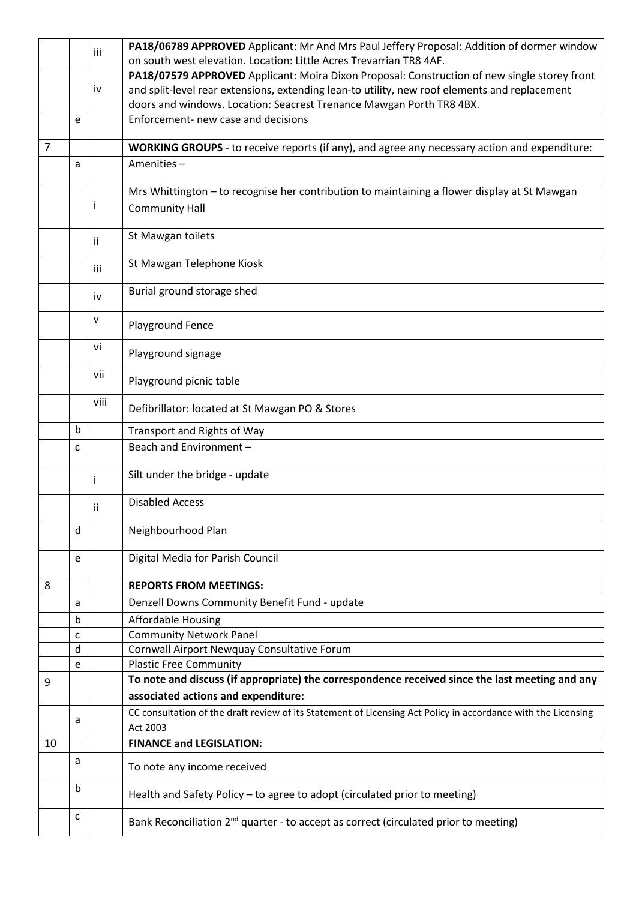| | | | |
|---|---|---|---|
| | | iii | **PA18/06789 APPROVED** Applicant: Mr And Mrs Paul Jeffery Proposal: Addition of dormer window on south west elevation. Location: Little Acres Trevarrian TR8 4AF. |
| | | iv | **PA18/07579 APPROVED** Applicant: Moira Dixon Proposal: Construction of new single storey front and split-level rear extensions, extending lean-to utility, new roof elements and replacement doors and windows. Location: Seacrest Trenance Mawgan Porth TR8 4BX. |
| | e | | Enforcement- new case and decisions |
| 7 | | | **WORKING GROUPS** - to receive reports (if any), and agree any necessary action and expenditure: |
| | a | | Amenities – |
| | | i | Mrs Whittington – to recognise her contribution to maintaining a flower display at St Mawgan Community Hall |
| | | ii | St Mawgan toilets |
| | | iii | St Mawgan Telephone Kiosk |
| | | iv | Burial ground storage shed |
| | | v | Playground Fence |
| | | vi | Playground signage |
| | | vii | Playground picnic table |
| | | viii | Defibrillator: located at St Mawgan PO & Stores |
| | b | | Transport and Rights of Way |
| | c | | Beach and Environment – |
| | | i | Silt under the bridge - update |
| | | ii | Disabled Access |
| | d | | Neighbourhood Plan |
| | e | | Digital Media for Parish Council |
| 8 | | | **REPORTS FROM MEETINGS:** |
| | a | | Denzell Downs Community Benefit Fund - update |
| | b | | Affordable Housing |
| | c | | Community Network Panel |
| | d | | Cornwall Airport Newquay Consultative Forum |
| | e | | Plastic Free Community |
| 9 | | | **To note and discuss (if appropriate) the correspondence received since the last meeting and any associated actions and expenditure:** |
| | a | | CC consultation of the draft review of its Statement of Licensing Act Policy in accordance with the Licensing Act 2003 |
| 10 | | | **FINANCE and LEGISLATION:** |
| | a | | To note any income received |
| | b | | Health and Safety Policy – to agree to adopt (circulated prior to meeting) |
| | c | | Bank Reconciliation 2nd quarter - to accept as correct (circulated prior to meeting) |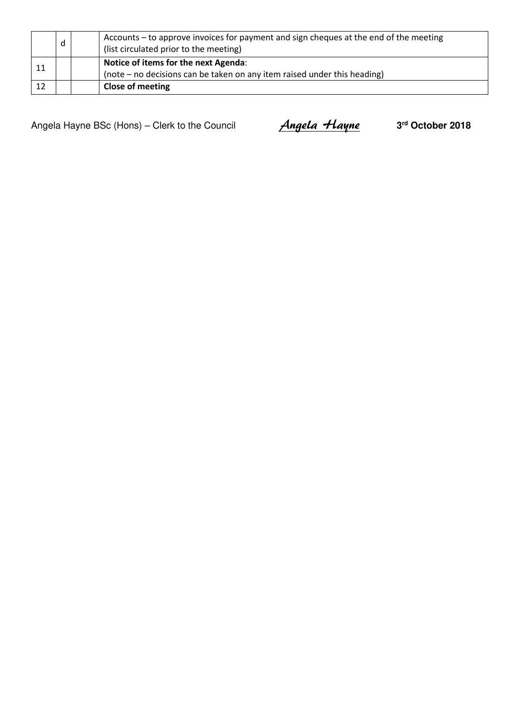| | | | |
|---|---|---|---|
| | d | | Accounts – to approve invoices for payment and sign cheques at the end of the meeting (list circulated prior to the meeting) |
| 11 | | | **Notice of items for the next Agenda**: (note – no decisions can be taken on any item raised under this heading) |
| 12 | | | **Close of meeting** |

Angela Hayne BSc (Hons) – Clerk to the Council *Angela Hayne* **3rd October 2018**